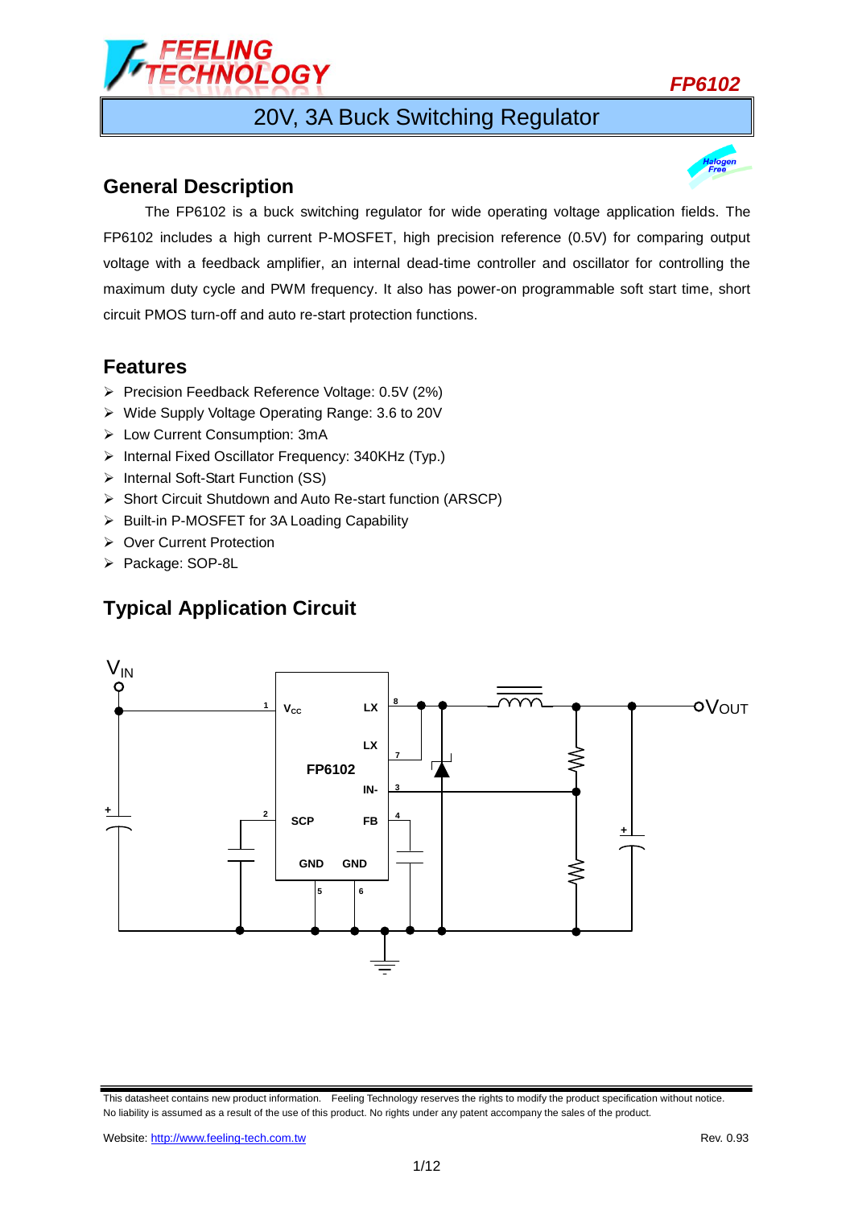FP6102

# 20V, 3A Buck Switching Regulator

## General Description

The FP6102 is a buck switching regulator for wide operating voltage application fields. The FP6102 includes a high current P-MOSFET, high precision reference (0.5V) for comparing output voltage with a feedback amplifier, an internal dead-time controller and oscillator for controlling the maximum duty cycle and PWM frequency. It also has power-on programmable soft start time, short circuit PMOS turn-off and auto re-start protection functions.

## Features

- Precision Feedback Reference Voltage: 0.5V (2%)
- Wide Supply Voltage Operating Range: 3.6 to 20V
- Low Current Consumption: 3mA
- Internal Fixed Oscillator Frequency: 340KHz (Typ.)
- Internal Soft-Start Function (SS)
- Short Circuit Shutdown and Auto Re-start function (ARSCP)
- Built-in P-MOSFET for 3A Loading Capability
- Over Current Protection
- Package: SOP-8L

## Typical Application Circuit

This datasheet contains new product information. Feeling Technology reserves the rights to modify the product specification without notice. No liability is assumed as a result of the use of this product. No rights under any patent accompany the sales of the product.

Website: http://www.feeling-tech.com.tw

Rev. 0.93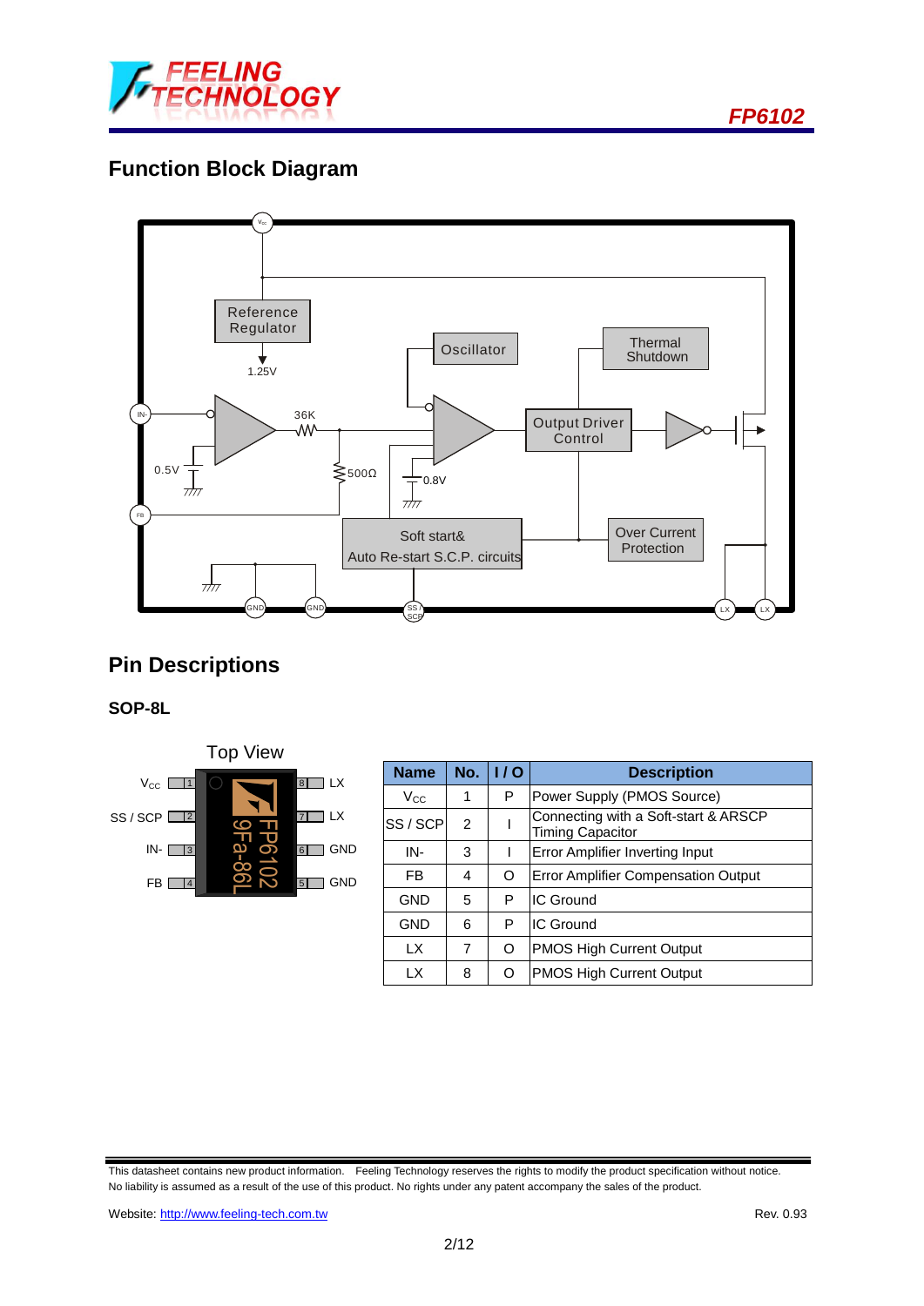## Function Block Diagram

## Pin Descriptions

### SOP-8L

| Name | No. | I / O | Description |
|---|---|---|---|
| $V_{CC}$ | 1 | P | Power Supply (PMOS Source) |
| SS / SCP | 2 | I | Connecting with a Soft-start & ARSCP Timing Capacitor |
| IN- | 3 | I | Error Amplifier Inverting Input |
| FB | 4 | O | Error Amplifier Compensation Output |
| GND | 5 | P | IC Ground |
| GND | 6 | P | IC Ground |
| LX | 7 | O | PMOS High Current Output |
| LX | 8 | O | PMOS High Current Output |

This datasheet contains new product information. Feeling Technology reserves the rights to modify the product specification without notice. No liability is assumed as a result of the use of this product. No rights under any patent accompany the sales of the product.

Website: http://www.feeling-tech.com.tw Rev. 0.93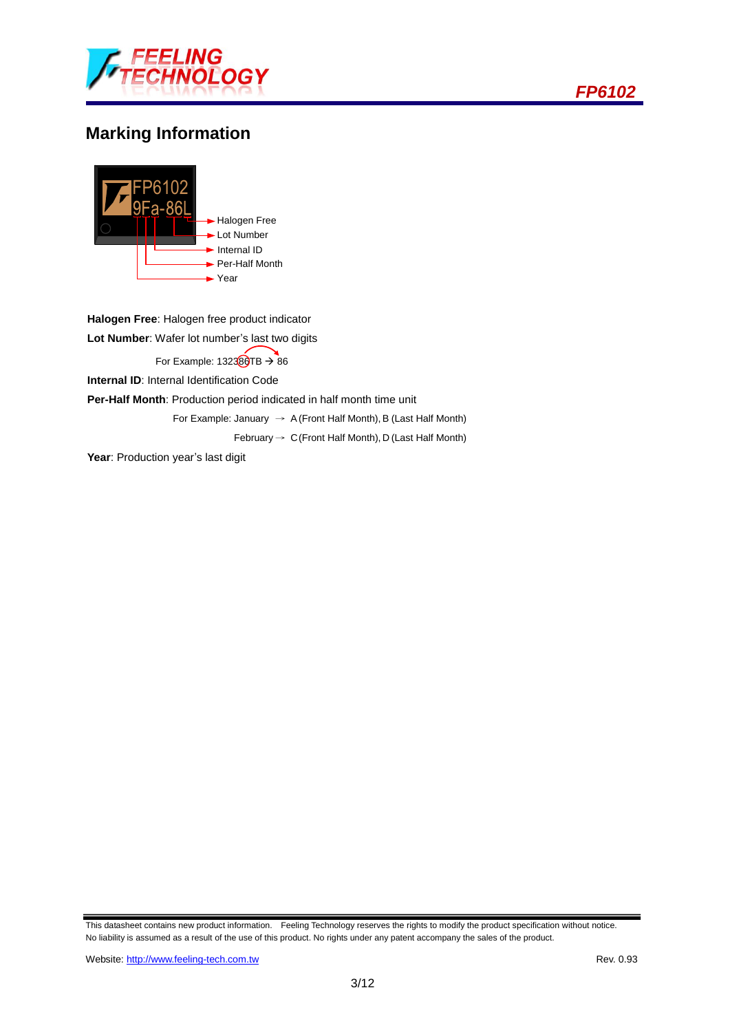## Marking Information

FP6102
9Fa-86L

- Halogen Free
- Lot Number
- Internal ID
- Per-Half Month
- Year

**Halogen Free**: Halogen free product indicator

**Lot Number**: Wafer lot number's last two digits

For Example: 132386TB → 86

**Internal ID**: Internal Identification Code

**Per-Half Month**: Production period indicated in half month time unit

For Example: January → A (Front Half Month), B (Last Half Month)

February → C (Front Half Month), D (Last Half Month)

**Year**: Production year's last digit

This datasheet contains new product information. Feeling Technology reserves the rights to modify the product specification without notice. No liability is assumed as a result of the use of this product. No rights under any patent accompany the sales of the product.

Website: http://www.feeling-tech.com.tw

Rev. 0.93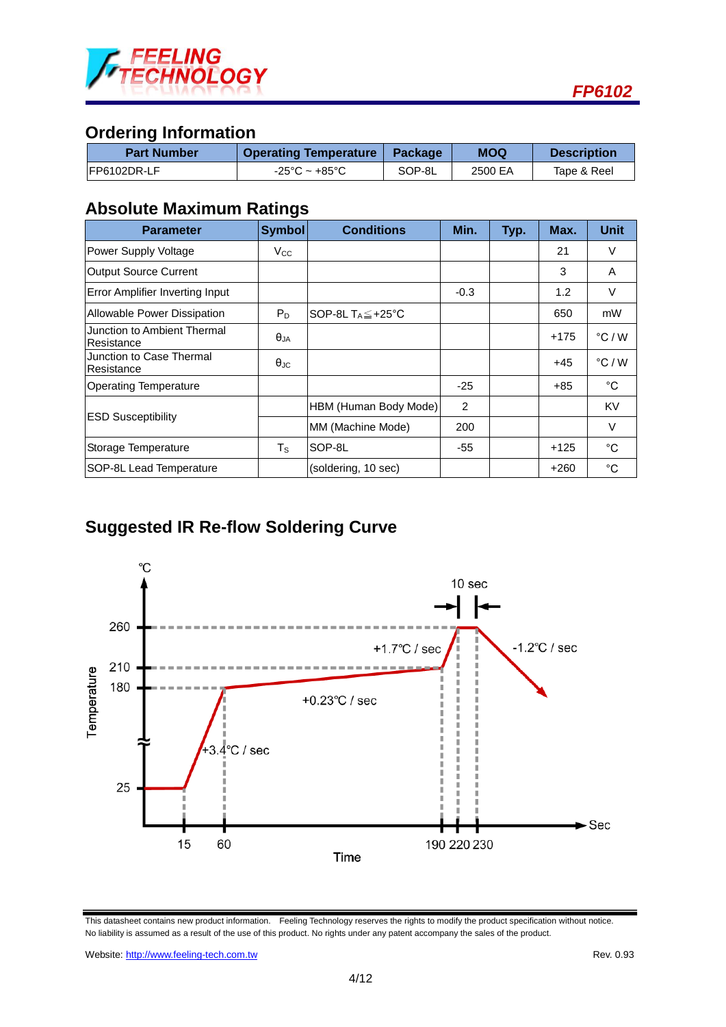## Ordering Information

| Part Number | Operating Temperature | Package | MOQ | Description |
|---|---|---|---|---|
| FP6102DR-LF | -25°C ~ +85°C | SOP-8L | 2500 EA | Tape & Reel |

## Absolute Maximum Ratings

| Parameter | Symbol | Conditions | Min. | Typ. | Max. | Unit |
|---|---|---|---|---|---|---|
| Power Supply Voltage | $V_{CC}$ | | | | 21 | V |
| Output Source Current | | | | | 3 | A |
| Error Amplifier Inverting Input | | | -0.3 | | 1.2 | V |
| Allowable Power Dissipation | $P_D$ | SOP-8L $T_A \leqq +25°C$ | | | 650 | mW |
| Junction to Ambient Thermal Resistance | $\theta_{JA}$ | | | | +175 | °C / W |
| Junction to Case Thermal Resistance | $\theta_{JC}$ | | | | +45 | °C / W |
| Operating Temperature | | | -25 | | +85 | °C |
| ESD Susceptibility | | HBM (Human Body Mode) | 2 | | | KV |
| | | MM (Machine Mode) | 200 | | | V |
| Storage Temperature | $T_S$ | SOP-8L | -55 | | +125 | °C |
| SOP-8L Lead Temperature | | (soldering, 10 sec) | | | +260 | °C |

## Suggested IR Re-flow Soldering Curve

Temperature (℃) vs. Time (Sec): 25℃ from 0 to 15 sec; +3.4℃ / sec from 15 to 60 sec up to 180℃; +0.23℃ / sec from 60 to 190 sec up to 210℃; +1.7℃ / sec from 190 to 220 sec up to 260℃; held at 260℃ for 10 sec (220 to 230 sec); -1.2℃ / sec after 230 sec.

This datasheet contains new product information. Feeling Technology reserves the rights to modify the product specification without notice. No liability is assumed as a result of the use of this product. No rights under any patent accompany the sales of the product.

Website: http://www.feeling-tech.com.tw

Rev. 0.93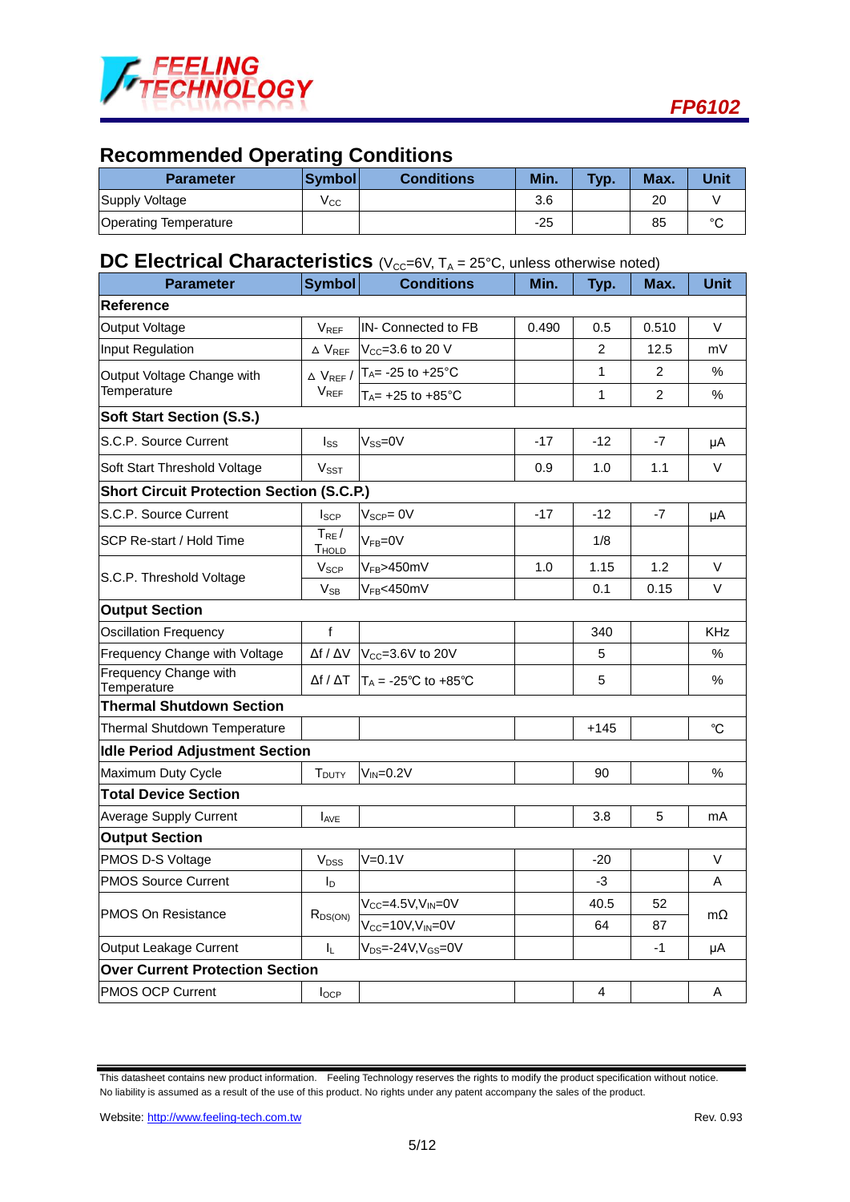## Recommended Operating Conditions

| Parameter | Symbol | Conditions | Min. | Typ. | Max. | Unit |
|---|---|---|---|---|---|---|
| Supply Voltage | $V_{CC}$ | | 3.6 | | 20 | V |
| Operating Temperature | | | -25 | | 85 | °C |

## DC Electrical Characteristics ($V_{CC}$=6V, $T_A$ = 25°C, unless otherwise noted)

| Parameter | Symbol | Conditions | Min. | Typ. | Max. | Unit |
|---|---|---|---|---|---|---|
| **Reference** | | | | | | |
| Output Voltage | $V_{REF}$ | IN- Connected to FB | 0.490 | 0.5 | 0.510 | V |
| Input Regulation | $\Delta V_{REF}$ | $V_{CC}$=3.6 to 20 V | | 2 | 12.5 | mV |
| Output Voltage Change with Temperature | $\Delta V_{REF} / V_{REF}$ | $T_A$= -25 to +25°C | | 1 | 2 | % |
| | | $T_A$= +25 to +85°C | | 1 | 2 | % |
| **Soft Start Section (S.S.)** | | | | | | |
| S.C.P. Source Current | $I_{SS}$ | $V_{SS}$=0V | -17 | -12 | -7 | μA |
| Soft Start Threshold Voltage | $V_{SST}$ | | 0.9 | 1.0 | 1.1 | V |
| **Short Circuit Protection Section (S.C.P.)** | | | | | | |
| S.C.P. Source Current | $I_{SCP}$ | $V_{SCP}$= 0V | -17 | -12 | -7 | μA |
| SCP Re-start / Hold Time | $T_{RE} / T_{HOLD}$ | $V_{FB}$=0V | | 1/8 | | |
| S.C.P. Threshold Voltage | $V_{SCP}$ | $V_{FB}$>450mV | 1.0 | 1.15 | 1.2 | V |
| | $V_{SB}$ | $V_{FB}$<450mV | | 0.1 | 0.15 | V |
| **Output Section** | | | | | | |
| Oscillation Frequency | f | | | 340 | | KHz |
| Frequency Change with Voltage | $\Delta f / \Delta V$ | $V_{CC}$=3.6V to 20V | | 5 | | % |
| Frequency Change with Temperature | $\Delta f / \Delta T$ | $T_A$ = -25℃ to +85℃ | | 5 | | % |
| **Thermal Shutdown Section** | | | | | | |
| Thermal Shutdown Temperature | | | | +145 | | ℃ |
| **Idle Period Adjustment Section** | | | | | | |
| Maximum Duty Cycle | $T_{DUTY}$ | $V_{IN}$=0.2V | | 90 | | % |
| **Total Device Section** | | | | | | |
| Average Supply Current | $I_{AVE}$ | | | 3.8 | 5 | mA |
| **Output Section** | | | | | | |
| PMOS D-S Voltage | $V_{DSS}$ | V=0.1V | | -20 | | V |
| PMOS Source Current | $I_D$ | | | -3 | | A |
| PMOS On Resistance | $R_{DS(ON)}$ | $V_{CC}$=4.5V,$V_{IN}$=0V | | 40.5 | 52 | mΩ |
| | | $V_{CC}$=10V,$V_{IN}$=0V | | 64 | 87 | mΩ |
| Output Leakage Current | $I_L$ | $V_{DS}$=-24V,$V_{GS}$=0V | | | -1 | μA |
| **Over Current Protection Section** | | | | | | |
| PMOS OCP Current | $I_{OCP}$ | | | 4 | | A |

This datasheet contains new product information. Feeling Technology reserves the rights to modify the product specification without notice. No liability is assumed as a result of the use of this product. No rights under any patent accompany the sales of the product.

Website: http://www.feeling-tech.com.tw Rev. 0.93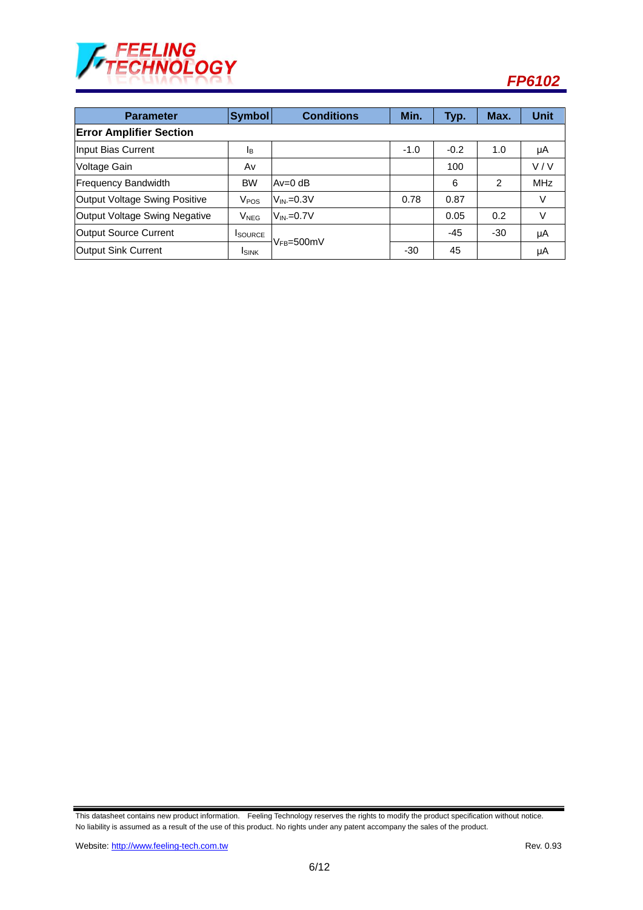| Parameter | Symbol | Conditions | Min. | Typ. | Max. | Unit |
|---|---|---|---|---|---|---|
| **Error Amplifier Section** | | | | | | |
| Input Bias Current | $I_B$ | | -1.0 | -0.2 | 1.0 | μA |
| Voltage Gain | Av | | | 100 | | V / V |
| Frequency Bandwidth | BW | Av=0 dB | | 6 | 2 | MHz |
| Output Voltage Swing Positive | $V_{POS}$ | $V_{IN-}$=0.3V | 0.78 | 0.87 | | V |
| Output Voltage Swing Negative | $V_{NEG}$ | $V_{IN-}$=0.7V | | 0.05 | 0.2 | V |
| Output Source Current | $I_{SOURCE}$ | $V_{FB}$=500mV | | -45 | -30 | μA |
| Output Sink Current | $I_{SINK}$ | $V_{FB}$=500mV | -30 | 45 | | μA |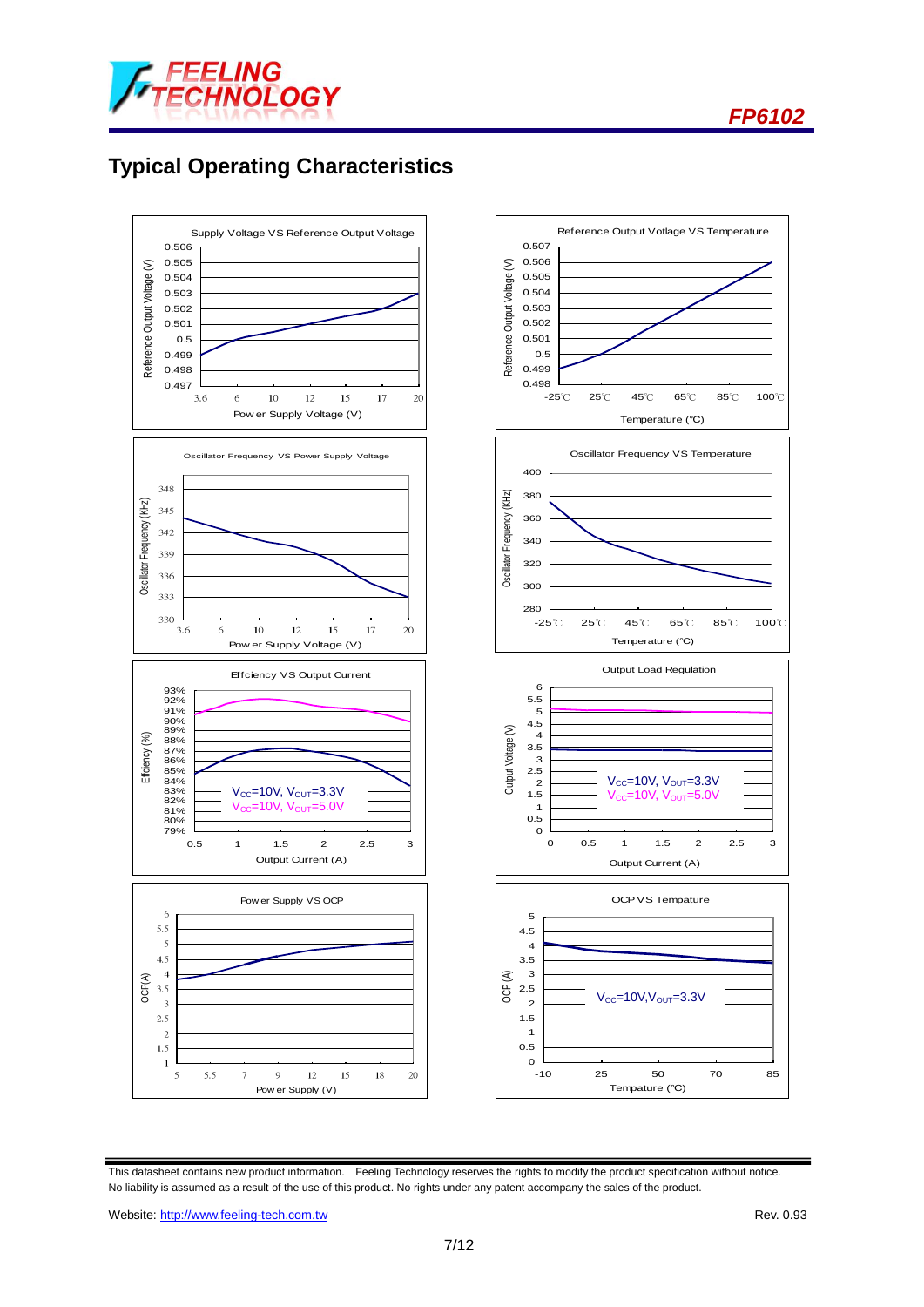## Typical Operating Characteristics

Supply Voltage VS Reference Output Voltage

Reference Output Vlotage VS Temperature

Oscillator Frequency VS Power Supply Voltage

Oscillator Frequency VS Temperature

Effciency VS Output Current

$V_{CC}$=10V, $V_{OUT}$=3.3V

$V_{CC}$=10V, $V_{OUT}$=5.0V

Output Load Regulation

$V_{CC}$=10V, $V_{OUT}$=3.3V

$V_{CC}$=10V, $V_{OUT}$=5.0V

Power Supply VS OCP

OCP VS Tempature

$V_{CC}$=10V,$V_{OUT}$=3.3V

This datasheet contains new product information. Feeling Technology reserves the rights to modify the product specification without notice. No liability is assumed as a result of the use of this product. No rights under any patent accompany the sales of the product.

Website: http://www.feeling-tech.com.tw

Rev. 0.93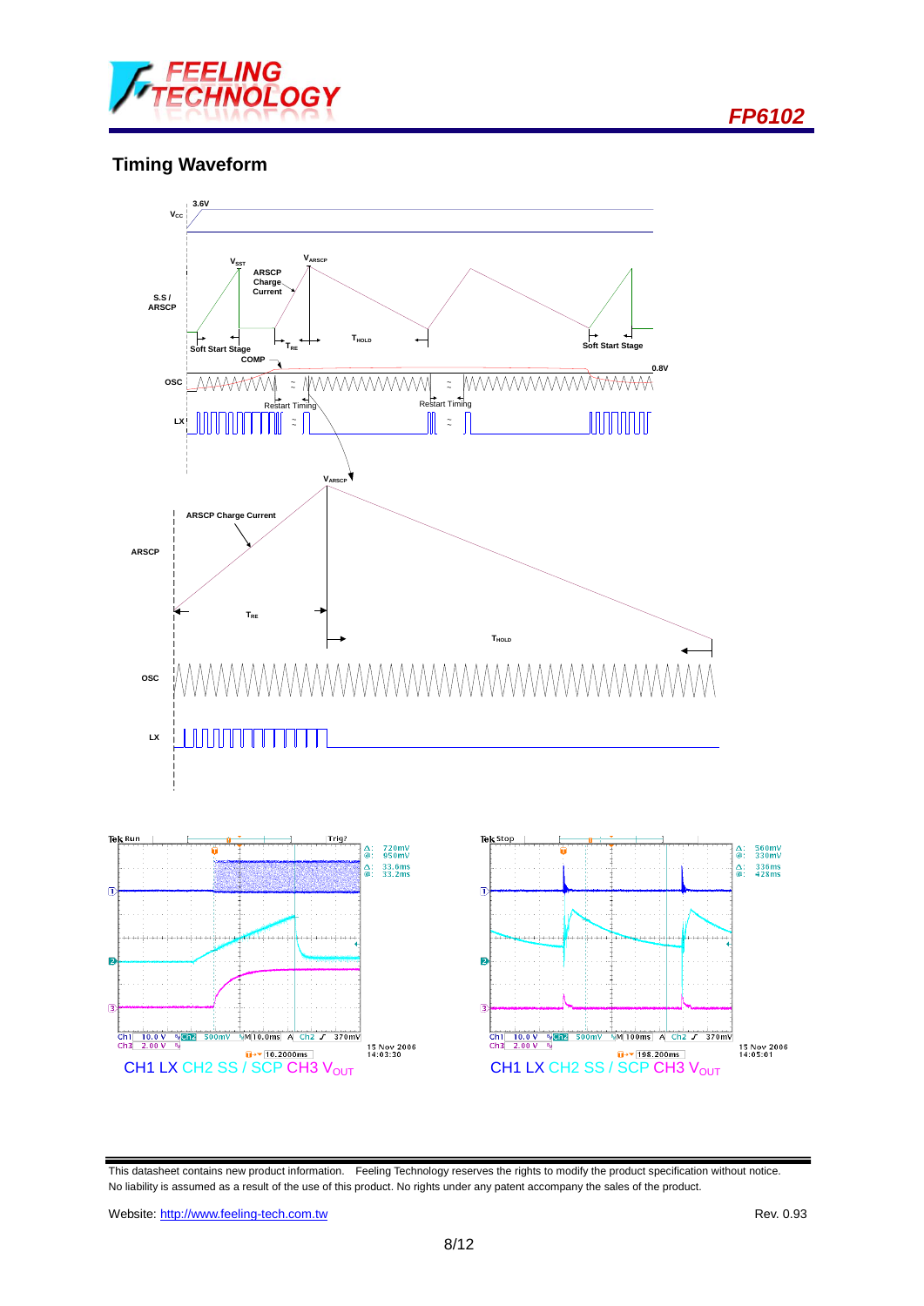## Timing Waveform

$V_{CC}$ 3.6V

S.S / ARSCP — $V_{SST}$, $V_{ARSCP}$, ARSCP Charge Current, $T_{RE}$, $T_{HOLD}$, Soft Start Stage, COMP, 0.8V

OSC — Restart Timing

LX

ARSCP — $V_{ARSCP}$, ARSCP Charge Current, $T_{RE}$, $T_{HOLD}$

OSC

LX

CH1 LX CH2 SS / SCP CH3 $V_{OUT}$

CH1 LX CH2 SS / SCP CH3 $V_{OUT}$

This datasheet contains new product information. Feeling Technology reserves the rights to modify the product specification without notice. No liability is assumed as a result of the use of this product. No rights under any patent accompany the sales of the product.

Website: http://www.feeling-tech.com.tw Rev. 0.93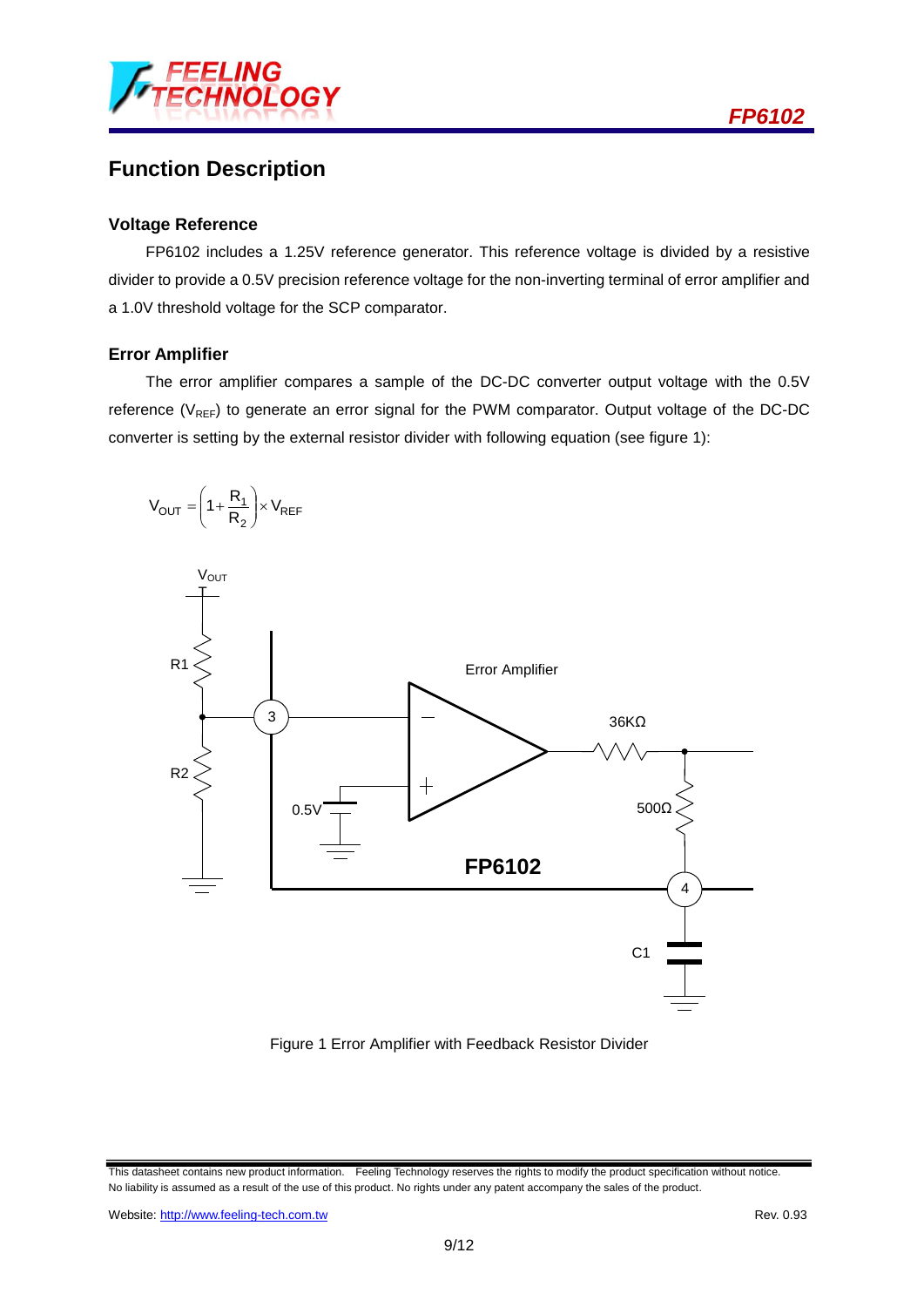## Function Description

### Voltage Reference

FP6102 includes a 1.25V reference generator. This reference voltage is divided by a resistive divider to provide a 0.5V precision reference voltage for the non-inverting terminal of error amplifier and a 1.0V threshold voltage for the SCP comparator.

### Error Amplifier

The error amplifier compares a sample of the DC-DC converter output voltage with the 0.5V reference ($V_{REF}$) to generate an error signal for the PWM comparator. Output voltage of the DC-DC converter is setting by the external resistor divider with following equation (see figure 1):

$$V_{OUT} = \left(1 + \frac{R_1}{R_2}\right) \times V_{REF}$$

Figure 1 Error Amplifier with Feedback Resistor Divider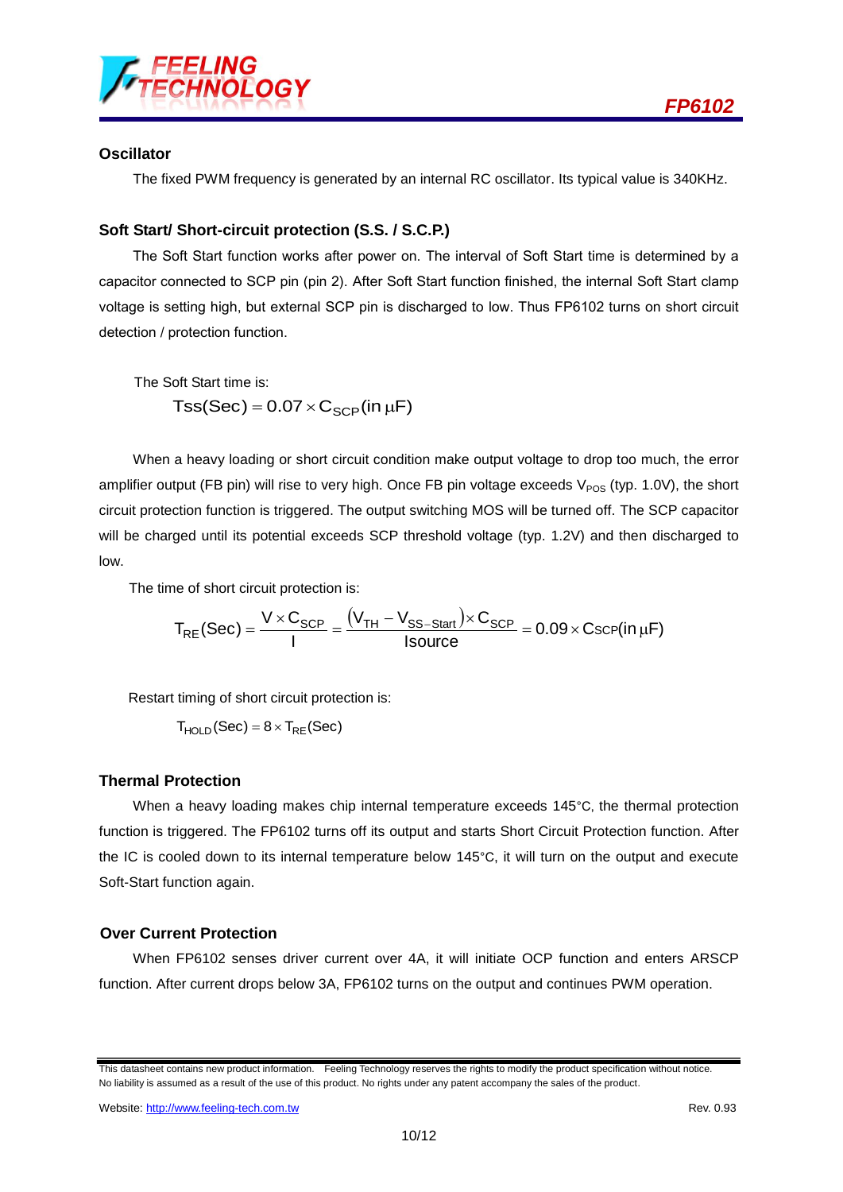### Oscillator

The fixed PWM frequency is generated by an internal RC oscillator. Its typical value is 340KHz.

### Soft Start/ Short-circuit protection (S.S. / S.C.P.)

The Soft Start function works after power on. The interval of Soft Start time is determined by a capacitor connected to SCP pin (pin 2). After Soft Start function finished, the internal Soft Start clamp voltage is setting high, but external SCP pin is discharged to low. Thus FP6102 turns on short circuit detection / protection function.

The Soft Start time is:

$$Tss(Sec) = 0.07 \times C_{SCP}(\text{in } \mu F)$$

When a heavy loading or short circuit condition make output voltage to drop too much, the error amplifier output (FB pin) will rise to very high. Once FB pin voltage exceeds $V_{POS}$ (typ. 1.0V), the short circuit protection function is triggered. The output switching MOS will be turned off. The SCP capacitor will be charged until its potential exceeds SCP threshold voltage (typ. 1.2V) and then discharged to low.

The time of short circuit protection is:

$$T_{RE}(Sec) = \frac{V \times C_{SCP}}{I} = \frac{(V_{TH} - V_{SS-Start}) \times C_{SCP}}{Isource} = 0.09 \times C_{SCP}(\text{in } \mu F)$$

Restart timing of short circuit protection is:

$$T_{HOLD}(Sec) = 8 \times T_{RE}(Sec)$$

### Thermal Protection

When a heavy loading makes chip internal temperature exceeds 145°C, the thermal protection function is triggered. The FP6102 turns off its output and starts Short Circuit Protection function. After the IC is cooled down to its internal temperature below 145°C, it will turn on the output and execute Soft-Start function again.

### Over Current Protection

When FP6102 senses driver current over 4A, it will initiate OCP function and enters ARSCP function. After current drops below 3A, FP6102 turns on the output and continues PWM operation.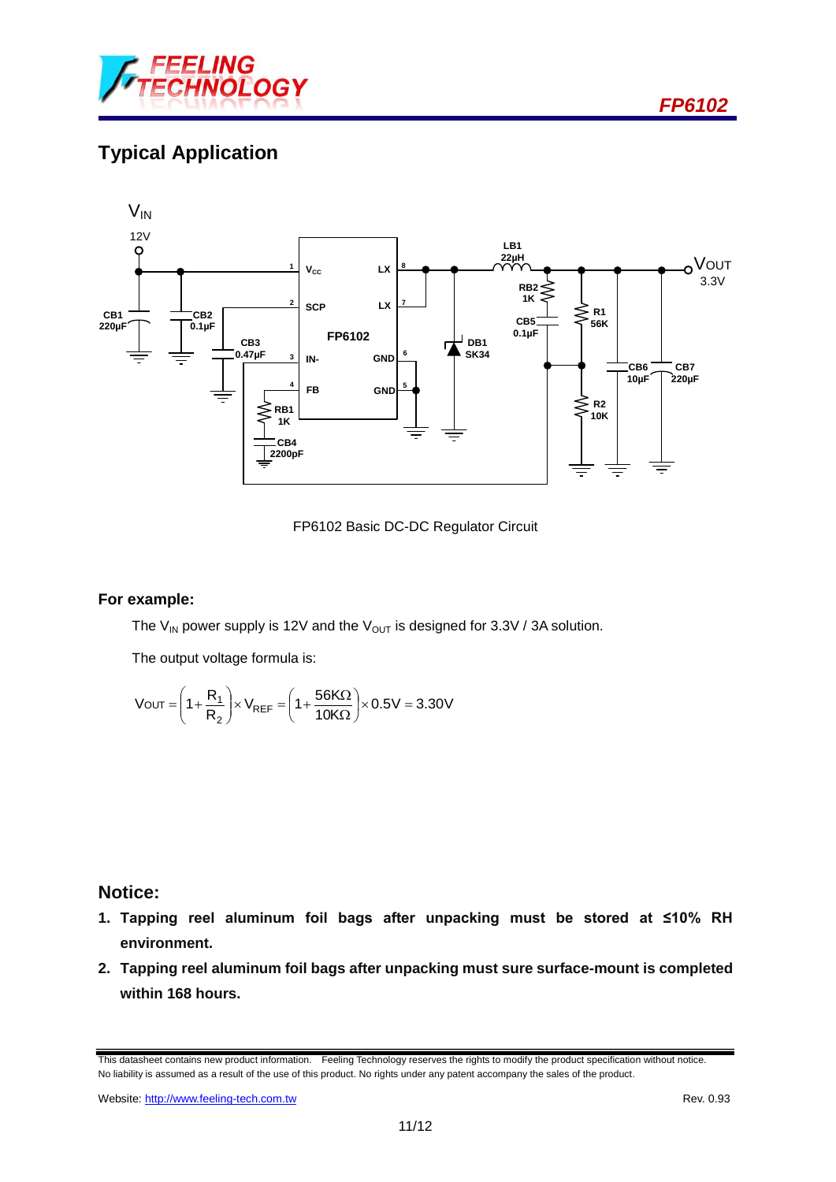## Typical Application

FP6102 Basic DC-DC Regulator Circuit

**For example:**

The $V_{IN}$ power supply is 12V and the $V_{OUT}$ is designed for 3.3V / 3A solution.

The output voltage formula is:

$$V_{OUT} = \left(1 + \frac{R_1}{R_2}\right) \times V_{REF} = \left(1 + \frac{56K\Omega}{10K\Omega}\right) \times 0.5V = 3.30V$$

## Notice:

1. **Tapping reel aluminum foil bags after unpacking must be stored at ≤10% RH environment.**
2. **Tapping reel aluminum foil bags after unpacking must sure surface-mount is completed within 168 hours.**

This datasheet contains new product information. Feeling Technology reserves the rights to modify the product specification without notice. No liability is assumed as a result of the use of this product. No rights under any patent accompany the sales of the product.

Website: http://www.feeling-tech.com.tw

Rev. 0.93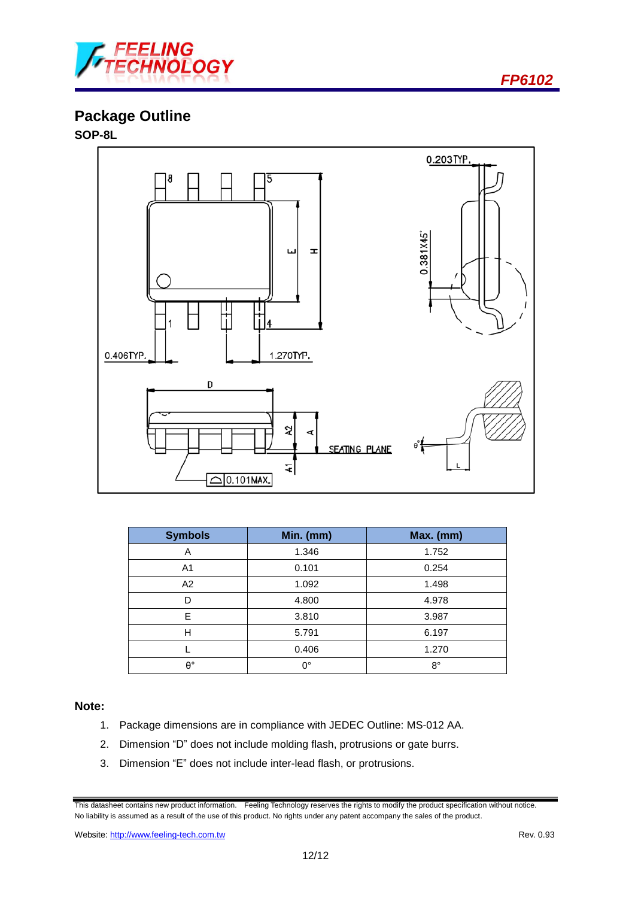## Package Outline

**SOP-8L**

0.203TYP.

0.381X45°

0.406TYP.

1.270TYP.

D

E

H

A2

A

A1

SEATING PLANE

0.101MAX.

θ°

L

| Symbols | Min. (mm) | Max. (mm) |
|---|---|---|
| A | 1.346 | 1.752 |
| A1 | 0.101 | 0.254 |
| A2 | 1.092 | 1.498 |
| D | 4.800 | 4.978 |
| E | 3.810 | 3.987 |
| H | 5.791 | 6.197 |
| L | 0.406 | 1.270 |
| θ° | 0° | 8° |

**Note:**

1. Package dimensions are in compliance with JEDEC Outline: MS-012 AA.
2. Dimension "D" does not include molding flash, protrusions or gate burrs.
3. Dimension "E" does not include inter-lead flash, or protrusions.